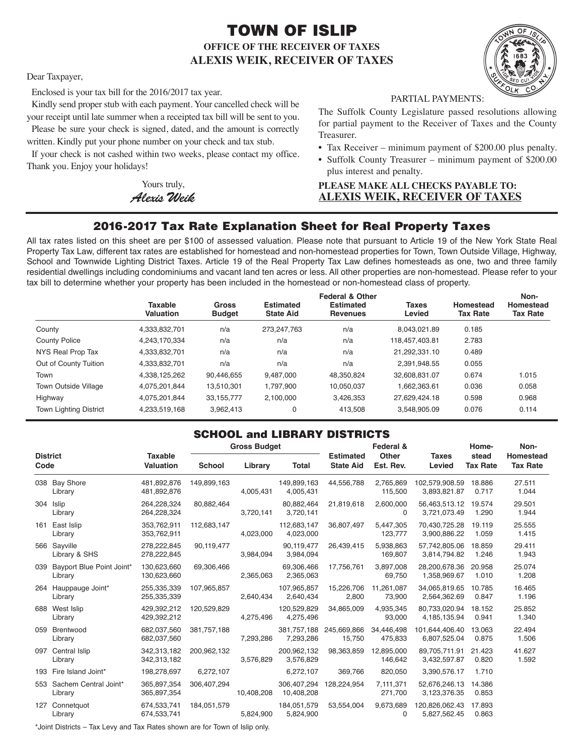# TOWN OF ISLIP

**OFFICE OF THE RECEIVER OF TAXES**
**ALEXIS WEIK, RECEIVER OF TAXES**

Dear Taxpayer,

Enclosed is your tax bill for the 2016/2017 tax year.

Kindly send proper stub with each payment. Your cancelled check will be your receipt until late summer when a receipted tax bill will be sent to you.

Please be sure your check is signed, dated, and the amount is correctly written. Kindly put your phone number on your check and tax stub.

If your check is not cashed within two weeks, please contact my office. Thank you. Enjoy your holidays!

Yours truly,
*Alexis Weik*

PARTIAL PAYMENTS:

The Suffolk County Legislature passed resolutions allowing for partial payment to the Receiver of Taxes and the County Treasurer.

- Tax Receiver – minimum payment of $200.00 plus penalty.
- Suffolk County Treasurer – minimum payment of $200.00 plus interest and penalty.

**PLEASE MAKE ALL CHECKS PAYABLE TO:**
**ALEXIS WEIK, RECEIVER OF TAXES**

## 2016-2017 Tax Rate Explanation Sheet for Real Property Taxes

All tax rates listed on this sheet are per $100 of assessed valuation. Please note that pursuant to Article 19 of the New York State Real Property Tax Law, different tax rates are established for homestead and non-homestead properties for Town, Town Outside Village, Highway, School and Townwide Lighting District Taxes. Article 19 of the Real Property Tax Law defines homesteads as one, two and three family residential dwellings including condominiums and vacant land ten acres or less. All other properties are non-homestead. Please refer to your tax bill to determine whether your property has been included in the homestead or non-homestead class of property.

| | Taxable Valuation | Gross Budget | Estimated State Aid | Federal & Other Estimated Revenues | Taxes Levied | Homestead Tax Rate | Non-Homestead Tax Rate |
|---|---|---|---|---|---|---|---|
| County | 4,333,832,701 | n/a | 273,247,763 | n/a | 8,043,021.89 | 0.185 | |
| County Police | 4,243,170,334 | n/a | n/a | n/a | 118,457,403.81 | 2.783 | |
| NYS Real Prop Tax | 4,333,832,701 | n/a | n/a | n/a | 21,292,331.10 | 0.489 | |
| Out of County Tuition | 4,333,832,701 | n/a | n/a | n/a | 2,391,948.55 | 0.055 | |
| Town | 4,338,125,262 | 90,446,655 | 9,487,000 | 48,350,824 | 32,608,831.07 | 0.674 | 1.015 |
| Town Outside Village | 4,075,201,844 | 13,510,301 | 1,797,900 | 10,050,037 | 1,662,363.61 | 0.036 | 0.058 |
| Highway | 4,075,201,844 | 33,155,777 | 2,100,000 | 3,426,353 | 27,629,424.18 | 0.598 | 0.968 |
| Town Lighting District | 4,233,519,168 | 3,962,413 | 0 | 413,508 | 3,548,905.09 | 0.076 | 0.114 |

## SCHOOL and LIBRARY DISTRICTS

| District Code | | Taxable Valuation | Gross Budget | | | Estimated State Aid | Federal & Other Est. Rev. | Taxes Levied | Homestead Tax Rate | Non-Homestead Tax Rate |
|---|---|---|---|---|---|---|---|---|---|---|
| | | | School | Library | Total | | | | | |
| 038 | Bay Shore | 481,892,876 | 149,899,163 | | 149,899,163 | 44,556,788 | 2,765,869 | 102,579,908.59 | 18.886 | 27.511 |
| | Library | 481,892,876 | | 4,005,431 | 4,005,431 | | 115,500 | 3,893,821.87 | 0.717 | 1.044 |
| 304 | Islip | 264,228,324 | 80,882,464 | | 80,882,464 | 21,819,618 | 2,600,000 | 56,463,513.12 | 19.574 | 29.501 |
| | Library | 264,228,324 | | 3,720,141 | 3,720,141 | | 0 | 3,721,073.49 | 1.290 | 1.944 |
| 161 | East Islip | 353,762,911 | 112,683,147 | | 112,683,147 | 36,807,497 | 5,447,305 | 70,430,725.28 | 19.119 | 25.555 |
| | Library | 353,762,911 | | 4,023,000 | 4,023,000 | | 123,777 | 3,900,886.22 | 1.059 | 1.415 |
| 566 | Sayville | 278,222,845 | 90,119,477 | | 90,119,477 | 26,439,415 | 5,938,863 | 57,742,805.06 | 18.859 | 29.411 |
| | Library & SHS | 278,222,845 | | 3,984,094 | 3,984,094 | | 169,807 | 3,814,794.82 | 1.246 | 1.943 |
| 039 | Bayport Blue Point Joint* | 130,623,660 | 69,306,466 | | 69,306,466 | 17,756,761 | 3,897,008 | 28,200,678.36 | 20.958 | 25.074 |
| | Library | 130,623,660 | | 2,365,063 | 2,365,063 | | 69,750 | 1,358,969.67 | 1.010 | 1.208 |
| 264 | Hauppauge Joint* | 255,335,339 | 107,965,857 | | 107,965,857 | 15,226,706 | 11,261,087 | 34,065,819.65 | 10.785 | 16.465 |
| | Library | 255,335,339 | | 2,640,434 | 2,640,434 | 2,800 | 73,900 | 2,564,362.69 | 0.847 | 1.196 |
| 688 | West Islip | 429,392,212 | 120,529,829 | | 120,529,829 | 34,865,009 | 4,935,345 | 80,733,020.94 | 18.152 | 25.852 |
| | Library | 429,392,212 | | 4,275,496 | 4,275,496 | | 93,000 | 4,185,135.94 | 0.941 | 1.340 |
| 059 | Brentwood | 682,037,560 | 381,757,188 | | 381,757,188 | 245,669,866 | 34,446,498 | 101,644,406.40 | 13.063 | 22.494 |
| | Library | 682,037,560 | | 7,293,286 | 7,293,286 | 15,750 | 475,833 | 6,807,525.04 | 0.875 | 1.506 |
| 097 | Central Islip | 342,313,182 | 200,962,132 | | 200,962,132 | 98,363,859 | 12,895,000 | 89,705,711.91 | 21.423 | 41.627 |
| | Library | 342,313,182 | | 3,576,829 | 3,576,829 | | 146,642 | 3,432,597.87 | 0.820 | 1.592 |
| 193 | Fire Island Joint* | 198,278,697 | 6,272,107 | | 6,272,107 | 369,766 | 820,050 | 3,390,576.17 | 1.710 | |
| 553 | Sachem Central Joint* | 365,897,354 | 306,407,294 | | 306,407,294 | 128,224,954 | 7,111,371 | 52,676,246.13 | 14.386 | |
| | Library | 365,897,354 | | 10,408,208 | 10,408,208 | | 271,700 | 3,123,376.35 | 0.853 | |
| 127 | Connetquot | 674,533,741 | 184,051,579 | | 184,051,579 | 53,554,004 | 9,673,689 | 120,826,062.43 | 17.893 | |
| | Library | 674,533,741 | | 5,824,900 | 5,824,900 | | 0 | 5,827,562.45 | 0.863 | |

*Joint Districts – Tax Levy and Tax Rates shown are for Town of Islip only.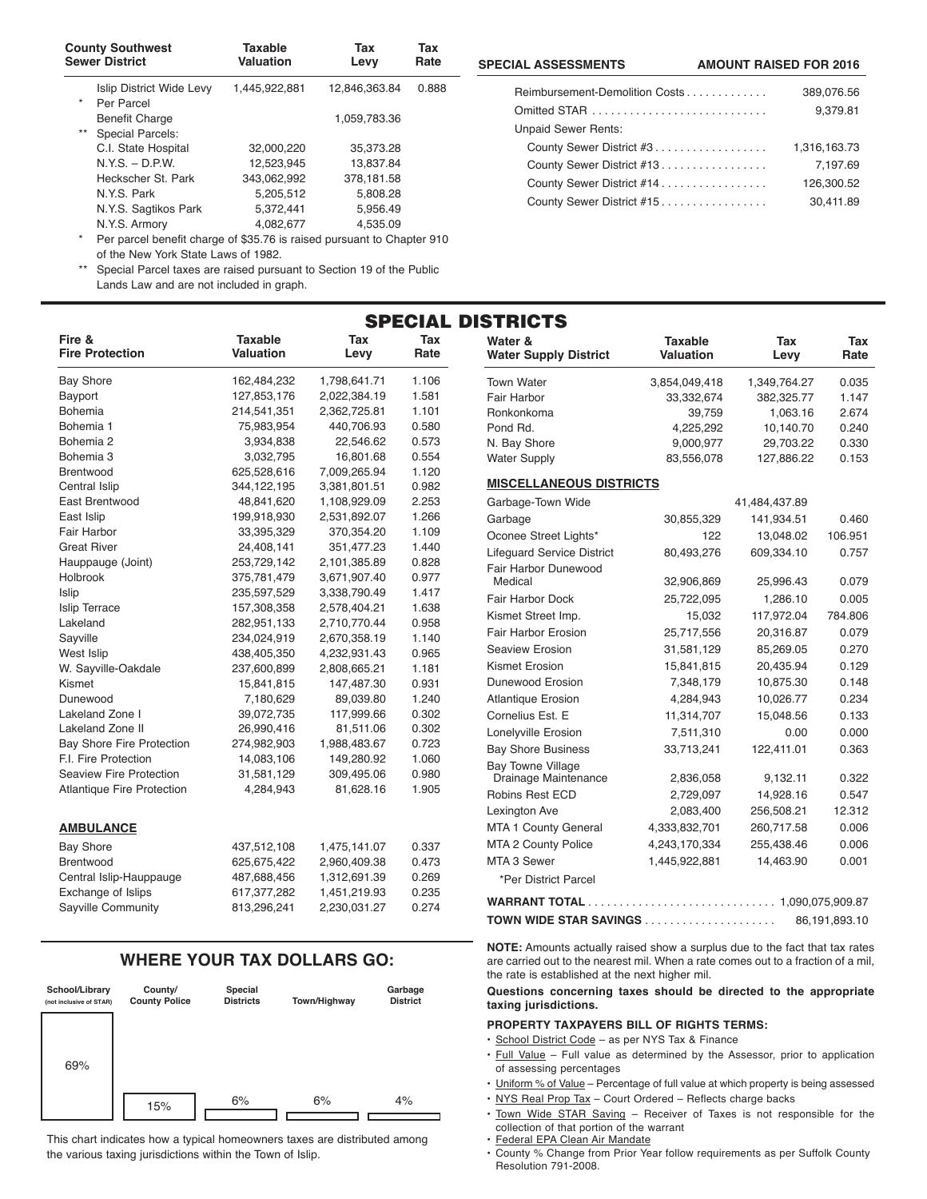| County Southwest Sewer District | Taxable Valuation | Tax Levy | Tax Rate |
|---|---|---|---|
| Islip District Wide Levy | 1,445,922,881 | 12,846,363.84 | 0.888 |
| * Per Parcel Benefit Charge | | 1,059,783.36 | |
| ** Special Parcels: | | | |
| C.I. State Hospital | 32,000,220 | 35,373.28 | |
| N.Y.S. – D.P.W. | 12,523,945 | 13,837.84 | |
| Heckscher St. Park | 343,062,992 | 378,181.58 | |
| N.Y.S. Park | 5,205,512 | 5,808.28 | |
| N.Y.S. Sagtikos Park | 5,372,441 | 5,956.49 | |
| N.Y.S. Armory | 4,082,677 | 4,535.09 | |

\* Per parcel benefit charge of $35.76 is raised pursuant to Chapter 910 of the New York State Laws of 1982.

\** Special Parcel taxes are raised pursuant to Section 19 of the Public Lands Law and are not included in graph.

| SPECIAL ASSESSMENTS | AMOUNT RAISED FOR 2016 |
|---|---|
| Reimbursement-Demolition Costs | 389,076.56 |
| Omitted STAR | 9,379.81 |
| Unpaid Sewer Rents: | |
| County Sewer District #3 | 1,316,163.73 |
| County Sewer District #13 | 7,197.69 |
| County Sewer District #14 | 126,300.52 |
| County Sewer District #15 | 30,411.89 |

# SPECIAL DISTRICTS

| Fire & Fire Protection | Taxable Valuation | Tax Levy | Tax Rate |
|---|---|---|---|
| Bay Shore | 162,484,232 | 1,798,641.71 | 1.106 |
| Bayport | 127,853,176 | 2,022,384.19 | 1.581 |
| Bohemia | 214,541,351 | 2,362,725.81 | 1.101 |
| Bohemia 1 | 75,983,954 | 440,706.93 | 0.580 |
| Bohemia 2 | 3,934,838 | 22,546.62 | 0.573 |
| Bohemia 3 | 3,032,795 | 16,801.68 | 0.554 |
| Brentwood | 625,528,616 | 7,009,265.94 | 1.120 |
| Central Islip | 344,122,195 | 3,381,801.51 | 0.982 |
| East Brentwood | 48,841,620 | 1,108,929.09 | 2.253 |
| East Islip | 199,918,930 | 2,531,892.07 | 1.266 |
| Fair Harbor | 33,395,329 | 370,354.20 | 1.109 |
| Great River | 24,408,141 | 351,477.23 | 1.440 |
| Hauppauge (Joint) | 253,729,142 | 2,101,385.89 | 0.828 |
| Holbrook | 375,781,479 | 3,671,907.40 | 0.977 |
| Islip | 235,597,529 | 3,338,790.49 | 1.417 |
| Islip Terrace | 157,308,358 | 2,578,404.21 | 1.638 |
| Lakeland | 282,951,133 | 2,710,770.44 | 0.958 |
| Sayville | 234,024,919 | 2,670,358.19 | 1.140 |
| West Islip | 438,405,350 | 4,232,931.43 | 0.965 |
| W. Sayville-Oakdale | 237,600,899 | 2,808,665.21 | 1.181 |
| Kismet | 15,841,815 | 147,487.30 | 0.931 |
| Dunewood | 7,180,629 | 89,039.80 | 1.240 |
| Lakeland Zone I | 39,072,735 | 117,999.66 | 0.302 |
| Lakeland Zone II | 26,990,416 | 81,511.06 | 0.302 |
| Bay Shore Fire Protection | 274,982,903 | 1,988,483.67 | 0.723 |
| F.I. Fire Protection | 14,083,106 | 149,280.92 | 1.060 |
| Seaview Fire Protection | 31,581,129 | 309,495.06 | 0.980 |
| Atlantique Fire Protection | 4,284,943 | 81,628.16 | 1.905 |

| AMBULANCE | Taxable Valuation | Tax Levy | Tax Rate |
|---|---|---|---|
| Bay Shore | 437,512,108 | 1,475,141.07 | 0.337 |
| Brentwood | 625,675,422 | 2,960,409.38 | 0.473 |
| Central Islip-Hauppauge | 487,688,456 | 1,312,691.39 | 0.269 |
| Exchange of Islips | 617,377,282 | 1,451,219.93 | 0.235 |
| Sayville Community | 813,296,241 | 2,230,031.27 | 0.274 |

| Water & Water Supply District | Taxable Valuation | Tax Levy | Tax Rate |
|---|---|---|---|
| Town Water | 3,854,049,418 | 1,349,764.27 | 0.035 |
| Fair Harbor | 33,332,674 | 382,325.77 | 1.147 |
| Ronkonkoma | 39,759 | 1,063.16 | 2.674 |
| Pond Rd. | 4,225,292 | 10,140.70 | 0.240 |
| N. Bay Shore | 9,000,977 | 29,703.22 | 0.330 |
| Water Supply | 83,556,078 | 127,886.22 | 0.153 |

| MISCELLANEOUS DISTRICTS | Taxable Valuation | Tax Levy | Tax Rate |
|---|---|---|---|
| Garbage-Town Wide | | 41,484,437.89 | |
| Garbage | 30,855,329 | 141,934.51 | 0.460 |
| Oconee Street Lights* | 122 | 13,048.02 | 106.951 |
| Lifeguard Service District | 80,493,276 | 609,334.10 | 0.757 |
| Fair Harbor Dunewood Medical | 32,906,869 | 25,996.43 | 0.079 |
| Fair Harbor Dock | 25,722,095 | 1,286.10 | 0.005 |
| Kismet Street Imp. | 15,032 | 117,972.04 | 784.806 |
| Fair Harbor Erosion | 25,717,556 | 20,316.87 | 0.079 |
| Seaview Erosion | 31,581,129 | 85,269.05 | 0.270 |
| Kismet Erosion | 15,841,815 | 20,435.94 | 0.129 |
| Dunewood Erosion | 7,348,179 | 10,875.30 | 0.148 |
| Atlantique Erosion | 4,284,943 | 10,026.77 | 0.234 |
| Cornelius Est. E | 11,314,707 | 15,048.56 | 0.133 |
| Lonelyville Erosion | 7,511,310 | 0.00 | 0.000 |
| Bay Shore Business | 33,713,241 | 122,411.01 | 0.363 |
| Bay Towne Village Drainage Maintenance | 2,836,058 | 9,132.11 | 0.322 |
| Robins Rest ECD | 2,729,097 | 14,928.16 | 0.547 |
| Lexington Ave | 2,083,400 | 256,508.21 | 12.312 |
| MTA 1 County General | 4,333,832,701 | 260,717.58 | 0.006 |
| MTA 2 County Police | 4,243,170,334 | 255,438.46 | 0.006 |
| MTA 3 Sewer | 1,445,922,881 | 14,463.90 | 0.001 |

*Per District Parcel

**WARRANT TOTAL** ............ 1,090,075,909.87

**TOWN WIDE STAR SAVINGS** ............ 86,191,893.10

## WHERE YOUR TAX DOLLARS GO:

School/Library (not inclusive of STAR) 69%
County/ County Police 15%
Special Districts 6%
Town/Highway 6%
Garbage District 4%

This chart indicates how a typical homeowners taxes are distributed among the various taxing jurisdictions within the Town of Islip.

**NOTE:** Amounts actually raised show a surplus due to the fact that tax rates are carried out to the nearest mil. When a rate comes out to a fraction of a mil, the rate is established at the next higher mil.

**Questions concerning taxes should be directed to the appropriate taxing jurisdictions.**

**PROPERTY TAXPAYERS BILL OF RIGHTS TERMS:**

- School District Code – as per NYS Tax & Finance
- Full Value – Full value as determined by the Assessor, prior to application of assessing percentages
- Uniform % of Value – Percentage of full value at which property is being assessed
- NYS Real Prop Tax – Court Ordered – Reflects charge backs
- Town Wide STAR Saving – Receiver of Taxes is not responsible for the collection of that portion of the warrant
- Federal EPA Clean Air Mandate
- County % Change from Prior Year follow requirements as per Suffolk County Resolution 791-2008.